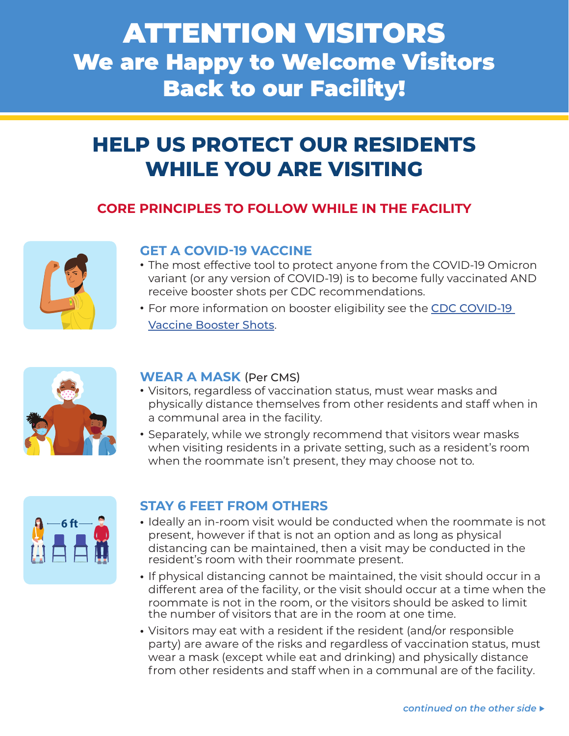# ATTENTION VISITORS

## We are Happy to Welcome Visitors Back to our Facility!

## HELP US PROTECT OUR RESIDENTS WHILE YOU ARE VISITING

### CORE PRINCIPLES TO FOLLOW WHILE IN THE FACILITY

### GET A COVID-19 VACCINE

- The most effective tool to protect anyone from the COVID-19 Omicron variant (or any version of COVID-19) is to become fully vaccinated AND receive booster shots per CDC recommendations.
- For more information on booster eligibility see the CDC COVID-19 Vaccine Booster Shots.

### WEAR A MASK (Per CMS)

- Visitors, regardless of vaccination status, must wear masks and physically distance themselves from other residents and staff when in a communal area in the facility.
- Separately, while we strongly recommend that visitors wear masks when visiting residents in a private setting, such as a resident's room when the roommate isn't present, they may choose not to.

### STAY 6 FEET FROM OTHERS

- Ideally an in-room visit would be conducted when the roommate is not present, however if that is not an option and as long as physical distancing can be maintained, then a visit may be conducted in the resident's room with their roommate present.
- If physical distancing cannot be maintained, the visit should occur in a different area of the facility, or the visit should occur at a time when the roommate is not in the room, or the visitors should be asked to limit the number of visitors that are in the room at one time.
- Visitors may eat with a resident if the resident (and/or responsible party) are aware of the risks and regardless of vaccination status, must wear a mask (except while eat and drinking) and physically distance from other residents and staff when in a communal are of the facility.

*continued on the other side ▸*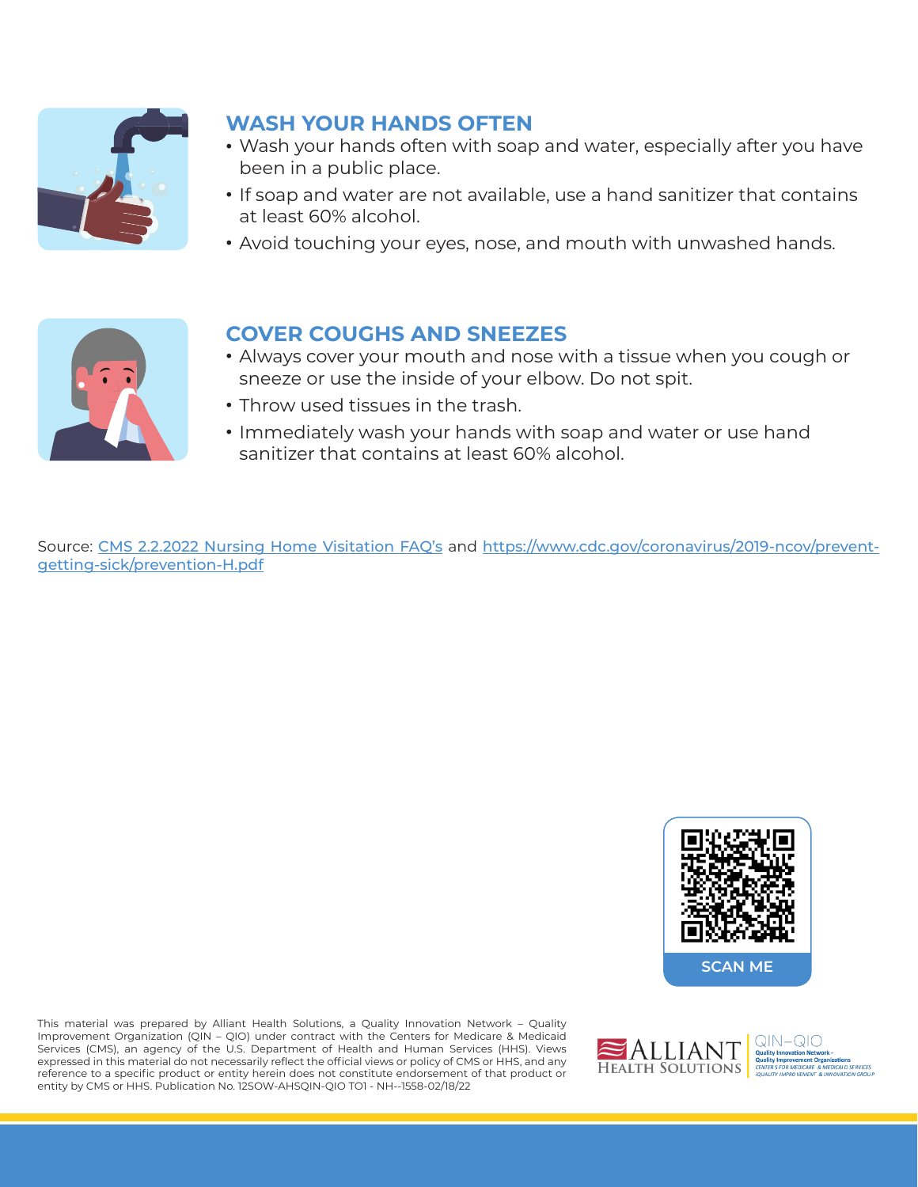## WASH YOUR HANDS OFTEN

- Wash your hands often with soap and water, especially after you have been in a public place.
- If soap and water are not available, use a hand sanitizer that contains at least 60% alcohol.
- Avoid touching your eyes, nose, and mouth with unwashed hands.

## COVER COUGHS AND SNEEZES

- Always cover your mouth and nose with a tissue when you cough or sneeze or use the inside of your elbow. Do not spit.
- Throw used tissues in the trash.
- Immediately wash your hands with soap and water or use hand sanitizer that contains at least 60% alcohol.

Source: CMS 2.2.2022 Nursing Home Visitation FAQ's and https://www.cdc.gov/coronavirus/2019-ncov/prevent-getting-sick/prevention-H.pdf

SCAN ME

This material was prepared by Alliant Health Solutions, a Quality Innovation Network – Quality Improvement Organization (QIN – QIO) under contract with the Centers for Medicare & Medicaid Services (CMS), an agency of the U.S. Department of Health and Human Services (HHS). Views expressed in this material do not necessarily reflect the official views or policy of CMS or HHS, and any reference to a specific product or entity herein does not constitute endorsement of that product or entity by CMS or HHS. Publication No. 12SOW-AHSQIN-QIO TO1 - NH--1558-02/18/22

ALLIANT HEALTH SOLUTIONS | QIN–QIO Quality Innovation Network - Quality Improvement Organizations CENTERS FOR MEDICARE & MEDICAID SERVICES iQUALITY IMPROVEMENT & INNOVATION GROUP